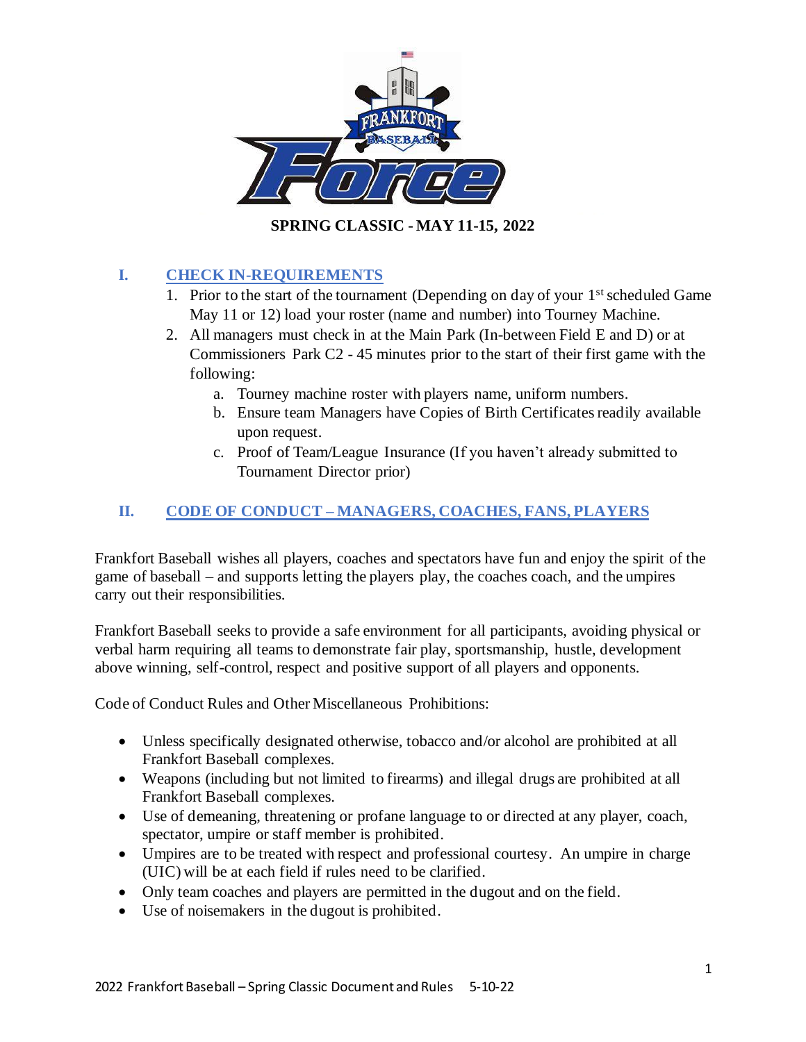**SPRING CLASSIC - MAY 11-15, 2022**

## I. CHECK IN-REQUIREMENTS

1. Prior to the start of the tournament (Depending on day of your 1st scheduled Game May 11 or 12) load your roster (name and number) into Tourney Machine.
2. All managers must check in at the Main Park (In-between Field E and D) or at Commissioners Park C2 - 45 minutes prior to the start of their first game with the following:
    a. Tourney machine roster with players name, uniform numbers.
    b. Ensure team Managers have Copies of Birth Certificates readily available upon request.
    c. Proof of Team/League Insurance (If you haven't already submitted to Tournament Director prior)

## II. CODE OF CONDUCT – MANAGERS, COACHES, FANS, PLAYERS

Frankfort Baseball wishes all players, coaches and spectators have fun and enjoy the spirit of the game of baseball – and supports letting the players play, the coaches coach, and the umpires carry out their responsibilities.

Frankfort Baseball seeks to provide a safe environment for all participants, avoiding physical or verbal harm requiring all teams to demonstrate fair play, sportsmanship, hustle, development above winning, self-control, respect and positive support of all players and opponents.

Code of Conduct Rules and Other Miscellaneous Prohibitions:

- Unless specifically designated otherwise, tobacco and/or alcohol are prohibited at all Frankfort Baseball complexes.
- Weapons (including but not limited to firearms) and illegal drugs are prohibited at all Frankfort Baseball complexes.
- Use of demeaning, threatening or profane language to or directed at any player, coach, spectator, umpire or staff member is prohibited.
- Umpires are to be treated with respect and professional courtesy. An umpire in charge (UIC) will be at each field if rules need to be clarified.
- Only team coaches and players are permitted in the dugout and on the field.
- Use of noisemakers in the dugout is prohibited.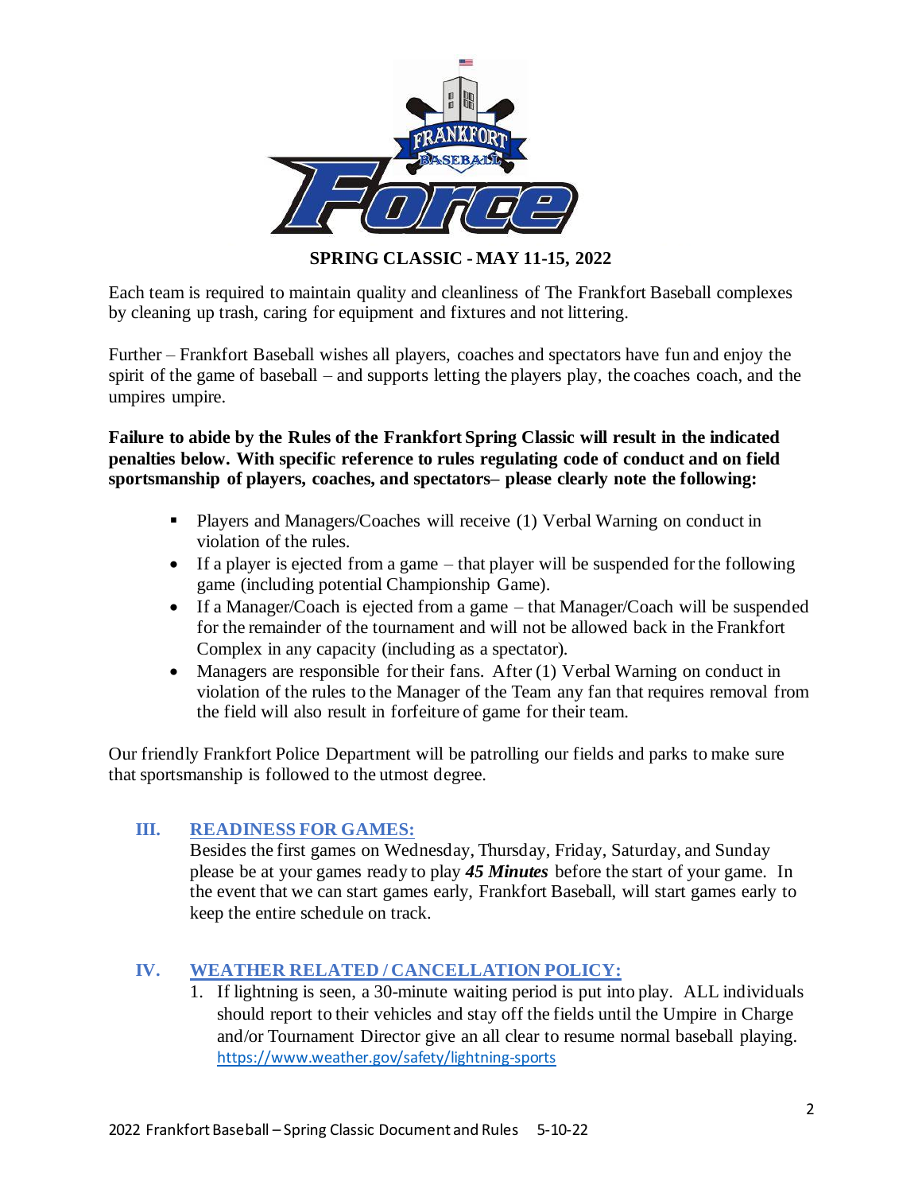**SPRING CLASSIC - MAY 11-15, 2022**

Each team is required to maintain quality and cleanliness of The Frankfort Baseball complexes by cleaning up trash, caring for equipment and fixtures and not littering.

Further – Frankfort Baseball wishes all players, coaches and spectators have fun and enjoy the spirit of the game of baseball – and supports letting the players play, the coaches coach, and the umpires umpire.

**Failure to abide by the Rules of the Frankfort Spring Classic will result in the indicated penalties below. With specific reference to rules regulating code of conduct and on field sportsmanship of players, coaches, and spectators– please clearly note the following:**

- Players and Managers/Coaches will receive (1) Verbal Warning on conduct in violation of the rules.
- If a player is ejected from a game – that player will be suspended for the following game (including potential Championship Game).
- If a Manager/Coach is ejected from a game – that Manager/Coach will be suspended for the remainder of the tournament and will not be allowed back in the Frankfort Complex in any capacity (including as a spectator).
- Managers are responsible for their fans. After (1) Verbal Warning on conduct in violation of the rules to the Manager of the Team any fan that requires removal from the field will also result in forfeiture of game for their team.

Our friendly Frankfort Police Department will be patrolling our fields and parks to make sure that sportsmanship is followed to the utmost degree.

## III. READINESS FOR GAMES:

Besides the first games on Wednesday, Thursday, Friday, Saturday, and Sunday please be at your games ready to play ***45 Minutes*** before the start of your game. In the event that we can start games early, Frankfort Baseball, will start games early to keep the entire schedule on track.

## IV. WEATHER RELATED / CANCELLATION POLICY:

1. If lightning is seen, a 30-minute waiting period is put into play. ALL individuals should report to their vehicles and stay off the fields until the Umpire in Charge and/or Tournament Director give an all clear to resume normal baseball playing. https://www.weather.gov/safety/lightning-sports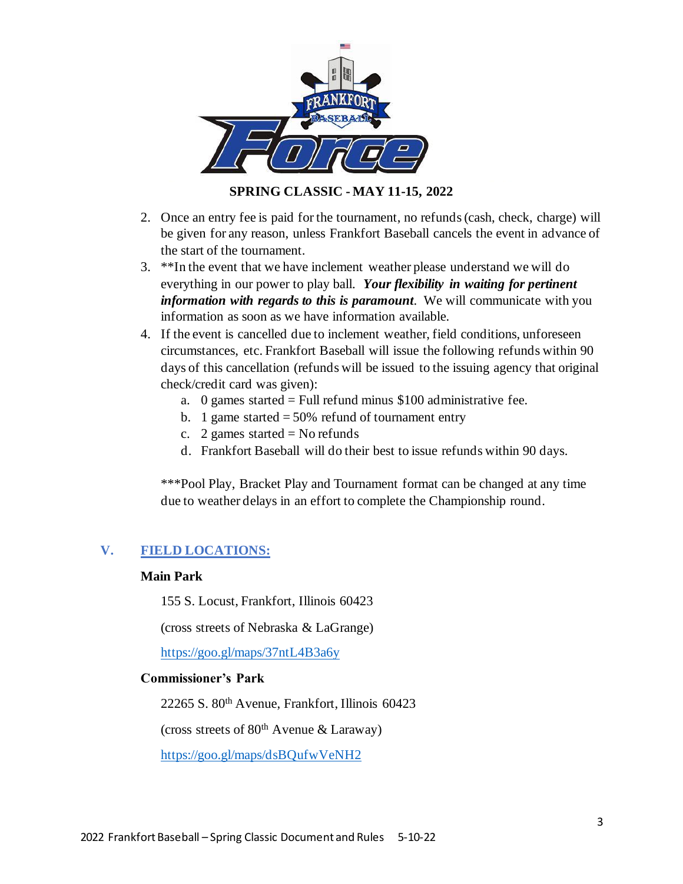**SPRING CLASSIC - MAY 11-15, 2022**

2. Once an entry fee is paid for the tournament, no refunds (cash, check, charge) will be given for any reason, unless Frankfort Baseball cancels the event in advance of the start of the tournament.
3. **In the event that we have inclement weather please understand we will do everything in our power to play ball. ***Your flexibility in waiting for pertinent information with regards to this is paramount***. We will communicate with you information as soon as we have information available.
4. If the event is cancelled due to inclement weather, field conditions, unforeseen circumstances, etc. Frankfort Baseball will issue the following refunds within 90 days of this cancellation (refunds will be issued to the issuing agency that original check/credit card was given):
   a. 0 games started = Full refund minus $100 administrative fee.
   b. 1 game started = 50% refund of tournament entry
   c. 2 games started = No refunds
   d. Frankfort Baseball will do their best to issue refunds within 90 days.

***Pool Play, Bracket Play and Tournament format can be changed at any time due to weather delays in an effort to complete the Championship round.

## V. FIELD LOCATIONS:

**Main Park**

155 S. Locust, Frankfort, Illinois 60423

(cross streets of Nebraska & LaGrange)

https://goo.gl/maps/37ntL4B3a6y

**Commissioner's Park**

22265 S. 80th Avenue, Frankfort, Illinois 60423

(cross streets of 80th Avenue & Laraway)

https://goo.gl/maps/dsBQufwVeNH2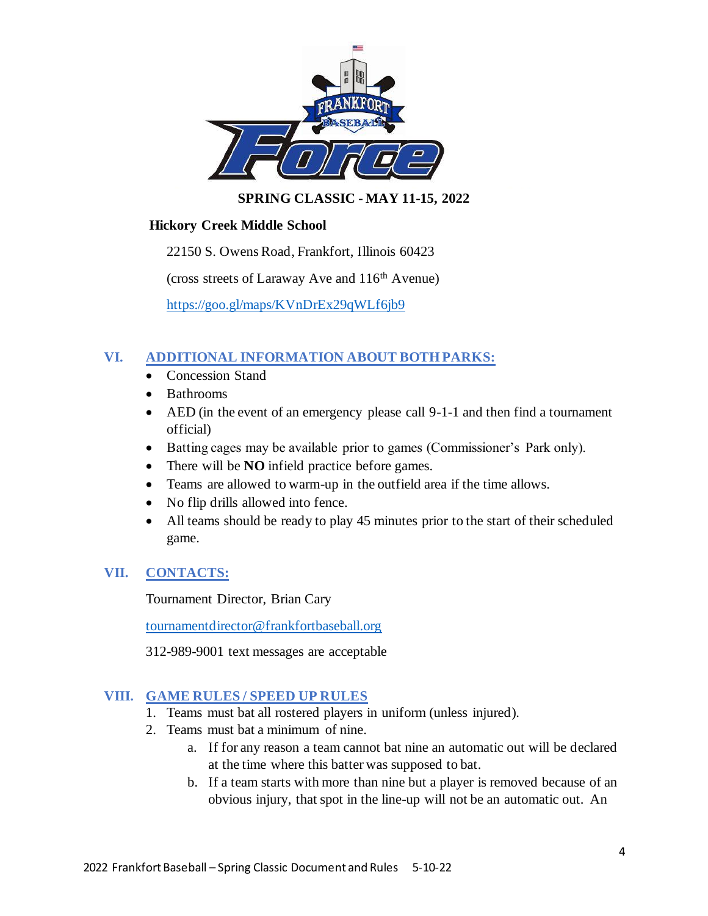**SPRING CLASSIC - MAY 11-15, 2022**

**Hickory Creek Middle School**

22150 S. Owens Road, Frankfort, Illinois 60423

(cross streets of Laraway Ave and 116th Avenue)

https://goo.gl/maps/KVnDrEx29qWLf6jb9

## VI. ADDITIONAL INFORMATION ABOUT BOTH PARKS:

- Concession Stand
- Bathrooms
- AED (in the event of an emergency please call 9-1-1 and then find a tournament official)
- Batting cages may be available prior to games (Commissioner's Park only).
- There will be **NO** infield practice before games.
- Teams are allowed to warm-up in the outfield area if the time allows.
- No flip drills allowed into fence.
- All teams should be ready to play 45 minutes prior to the start of their scheduled game.

## VII. CONTACTS:

Tournament Director, Brian Cary

tournamentdirector@frankfortbaseball.org

312-989-9001 text messages are acceptable

## VIII. GAME RULES / SPEED UP RULES

1. Teams must bat all rostered players in uniform (unless injured).
2. Teams must bat a minimum of nine.
   a. If for any reason a team cannot bat nine an automatic out will be declared at the time where this batter was supposed to bat.
   b. If a team starts with more than nine but a player is removed because of an obvious injury, that spot in the line-up will not be an automatic out. An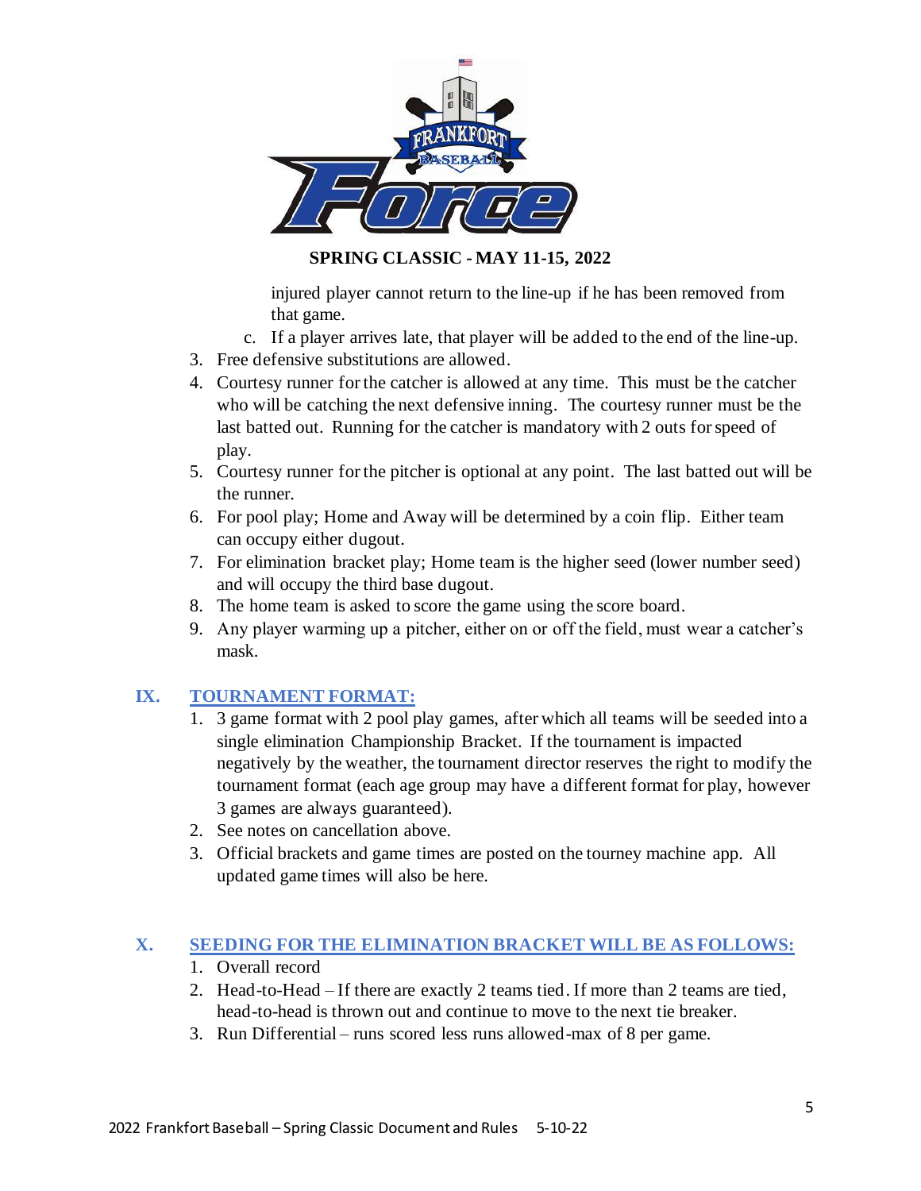injured player cannot return to the line-up if he has been removed from that game.

   c. If a player arrives late, that player will be added to the end of the line-up.

3. Free defensive substitutions are allowed.
4. Courtesy runner for the catcher is allowed at any time. This must be the catcher who will be catching the next defensive inning. The courtesy runner must be the last batted out. Running for the catcher is mandatory with 2 outs for speed of play.
5. Courtesy runner for the pitcher is optional at any point. The last batted out will be the runner.
6. For pool play; Home and Away will be determined by a coin flip. Either team can occupy either dugout.
7. For elimination bracket play; Home team is the higher seed (lower number seed) and will occupy the third base dugout.
8. The home team is asked to score the game using the score board.
9. Any player warming up a pitcher, either on or off the field, must wear a catcher's mask.

## IX. TOURNAMENT FORMAT:

1. 3 game format with 2 pool play games, after which all teams will be seeded into a single elimination Championship Bracket. If the tournament is impacted negatively by the weather, the tournament director reserves the right to modify the tournament format (each age group may have a different format for play, however 3 games are always guaranteed).
2. See notes on cancellation above.
3. Official brackets and game times are posted on the tourney machine app. All updated game times will also be here.

## X. SEEDING FOR THE ELIMINATION BRACKET WILL BE AS FOLLOWS:

1. Overall record
2. Head-to-Head – If there are exactly 2 teams tied. If more than 2 teams are tied, head-to-head is thrown out and continue to move to the next tie breaker.
3. Run Differential – runs scored less runs allowed-max of 8 per game.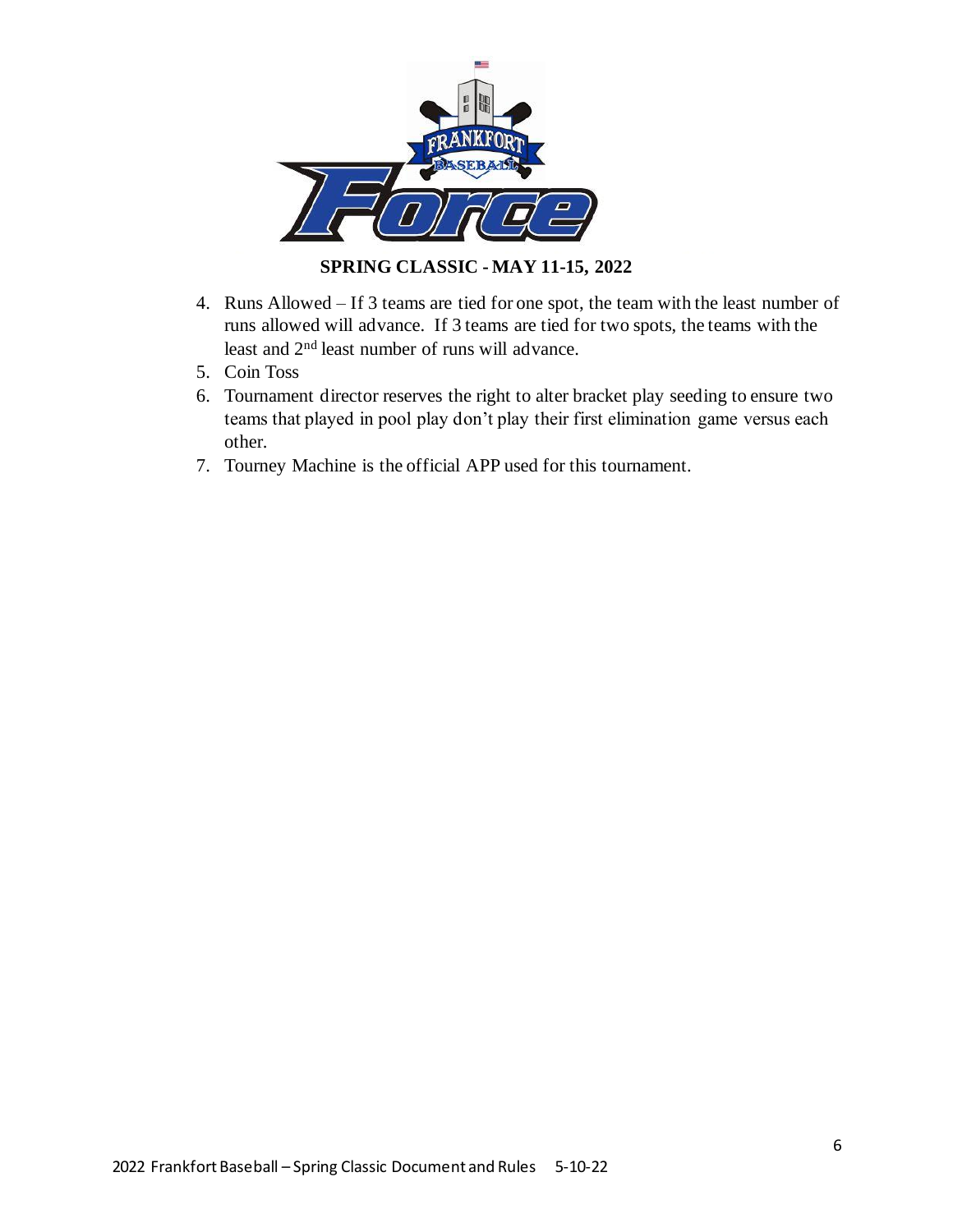**SPRING CLASSIC - MAY 11-15, 2022**

4. Runs Allowed – If 3 teams are tied for one spot, the team with the least number of runs allowed will advance. If 3 teams are tied for two spots, the teams with the least and 2nd least number of runs will advance.
5. Coin Toss
6. Tournament director reserves the right to alter bracket play seeding to ensure two teams that played in pool play don't play their first elimination game versus each other.
7. Tourney Machine is the official APP used for this tournament.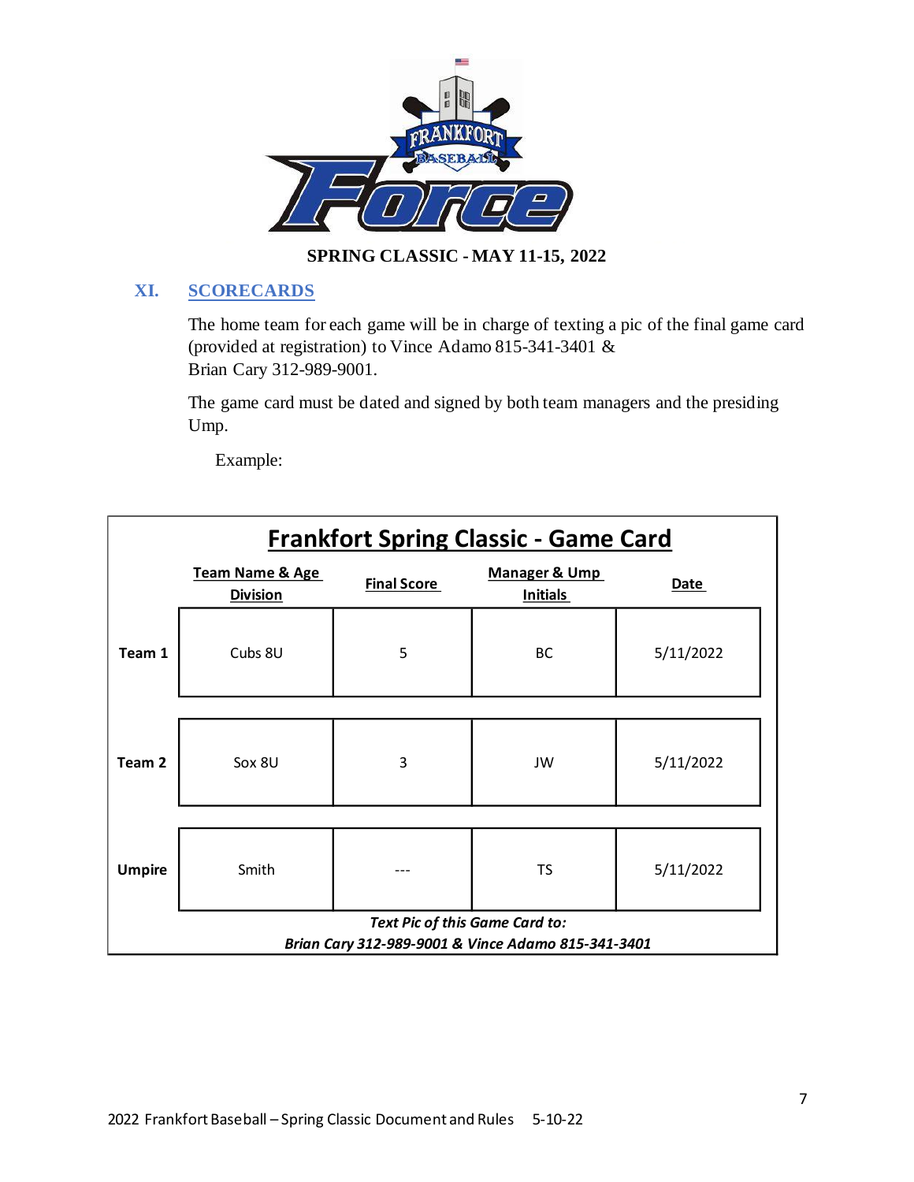**SPRING CLASSIC - MAY 11-15, 2022**

## XI. SCORECARDS

The home team for each game will be in charge of texting a pic of the final game card (provided at registration) to Vince Adamo 815-341-3401 & Brian Cary 312-989-9001.

The game card must be dated and signed by both team managers and the presiding Ump.

Example:

**Frankfort Spring Classic - Game Card**

| | Team Name & Age Division | Final Score | Manager & Ump Initials | Date |
|---|---|---|---|---|
| **Team 1** | Cubs 8U | 5 | BC | 5/11/2022 |
| **Team 2** | Sox 8U | 3 | JW | 5/11/2022 |
| **Umpire** | Smith | --- | TS | 5/11/2022 |

***Text Pic of this Game Card to:***
***Brian Cary 312-989-9001 & Vince Adamo 815-341-3401***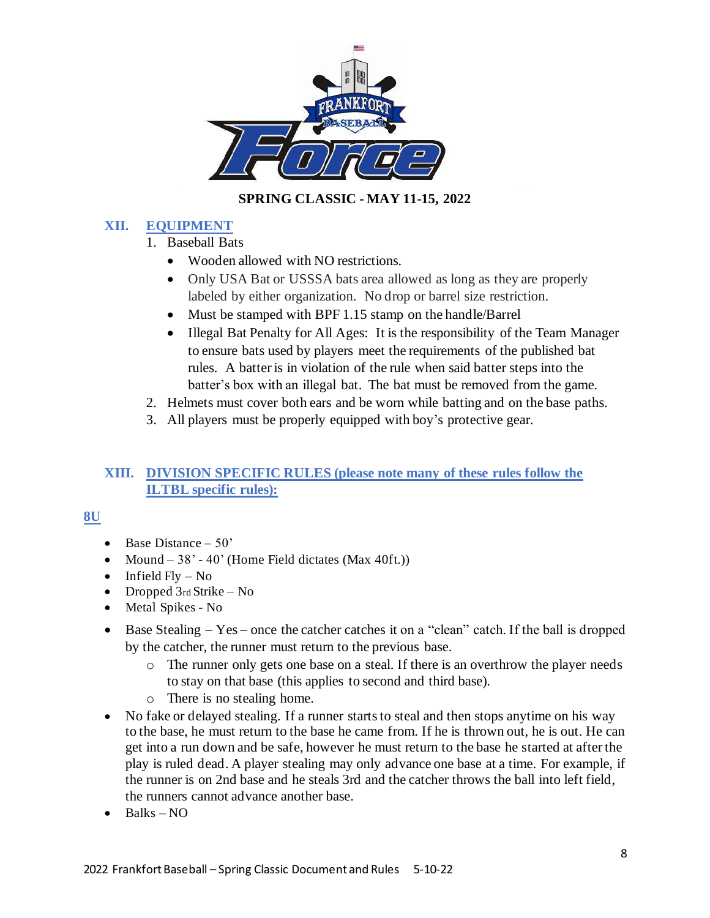**SPRING CLASSIC - MAY 11-15, 2022**

## XII. EQUIPMENT

1. Baseball Bats
   - Wooden allowed with NO restrictions.
   - Only USA Bat or USSSA bats area allowed as long as they are properly labeled by either organization. No drop or barrel size restriction.
   - Must be stamped with BPF 1.15 stamp on the handle/Barrel
   - Illegal Bat Penalty for All Ages: It is the responsibility of the Team Manager to ensure bats used by players meet the requirements of the published bat rules. A batter is in violation of the rule when said batter steps into the batter's box with an illegal bat. The bat must be removed from the game.
2. Helmets must cover both ears and be worn while batting and on the base paths.
3. All players must be properly equipped with boy's protective gear.

## XIII. DIVISION SPECIFIC RULES (please note many of these rules follow the ILTBL specific rules):

### 8U

- Base Distance – 50'
- Mound – 38' - 40' (Home Field dictates (Max 40ft.))
- Infield Fly – No
- Dropped 3rd Strike – No
- Metal Spikes - No
- Base Stealing – Yes – once the catcher catches it on a "clean" catch. If the ball is dropped by the catcher, the runner must return to the previous base.
  - The runner only gets one base on a steal. If there is an overthrow the player needs to stay on that base (this applies to second and third base).
  - There is no stealing home.
- No fake or delayed stealing. If a runner starts to steal and then stops anytime on his way to the base, he must return to the base he came from. If he is thrown out, he is out. He can get into a run down and be safe, however he must return to the base he started at after the play is ruled dead. A player stealing may only advance one base at a time. For example, if the runner is on 2nd base and he steals 3rd and the catcher throws the ball into left field, the runners cannot advance another base.
- Balks – NO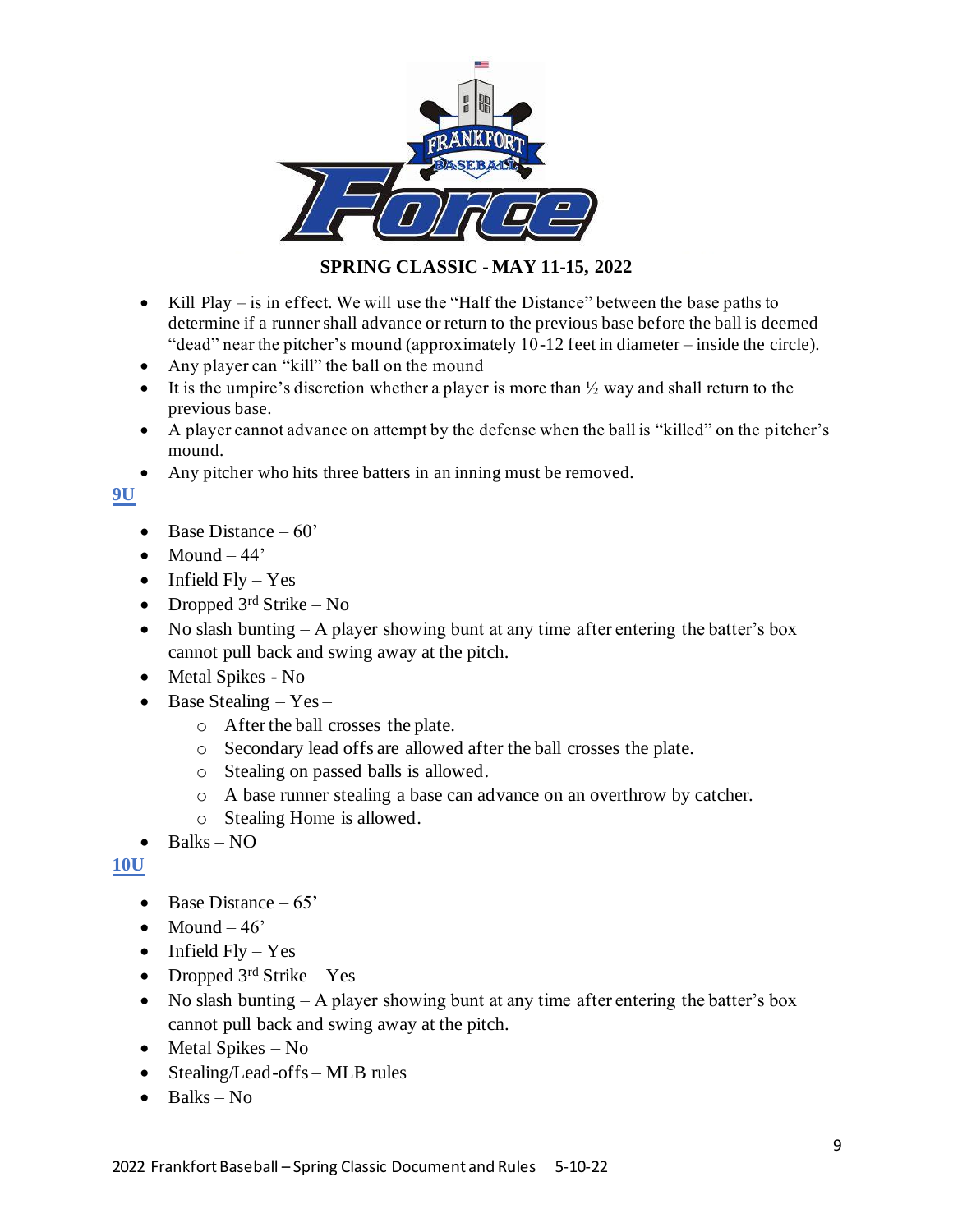**SPRING CLASSIC - MAY 11-15, 2022**

- Kill Play – is in effect. We will use the "Half the Distance" between the base paths to determine if a runner shall advance or return to the previous base before the ball is deemed "dead" near the pitcher's mound (approximately 10-12 feet in diameter – inside the circle).
- Any player can "kill" the ball on the mound
- It is the umpire's discretion whether a player is more than ½ way and shall return to the previous base.
- A player cannot advance on attempt by the defense when the ball is "killed" on the pitcher's mound.
- Any pitcher who hits three batters in an inning must be removed.

## 9U

- Base Distance – 60'
- Mound – 44'
- Infield Fly – Yes
- Dropped 3rd Strike – No
- No slash bunting – A player showing bunt at any time after entering the batter's box cannot pull back and swing away at the pitch.
- Metal Spikes - No
- Base Stealing – Yes –
  - After the ball crosses the plate.
  - Secondary lead offs are allowed after the ball crosses the plate.
  - Stealing on passed balls is allowed.
  - A base runner stealing a base can advance on an overthrow by catcher.
  - Stealing Home is allowed.
- Balks – NO

## 10U

- Base Distance – 65'
- Mound – 46'
- Infield Fly – Yes
- Dropped 3rd Strike – Yes
- No slash bunting – A player showing bunt at any time after entering the batter's box cannot pull back and swing away at the pitch.
- Metal Spikes – No
- Stealing/Lead-offs – MLB rules
- Balks – No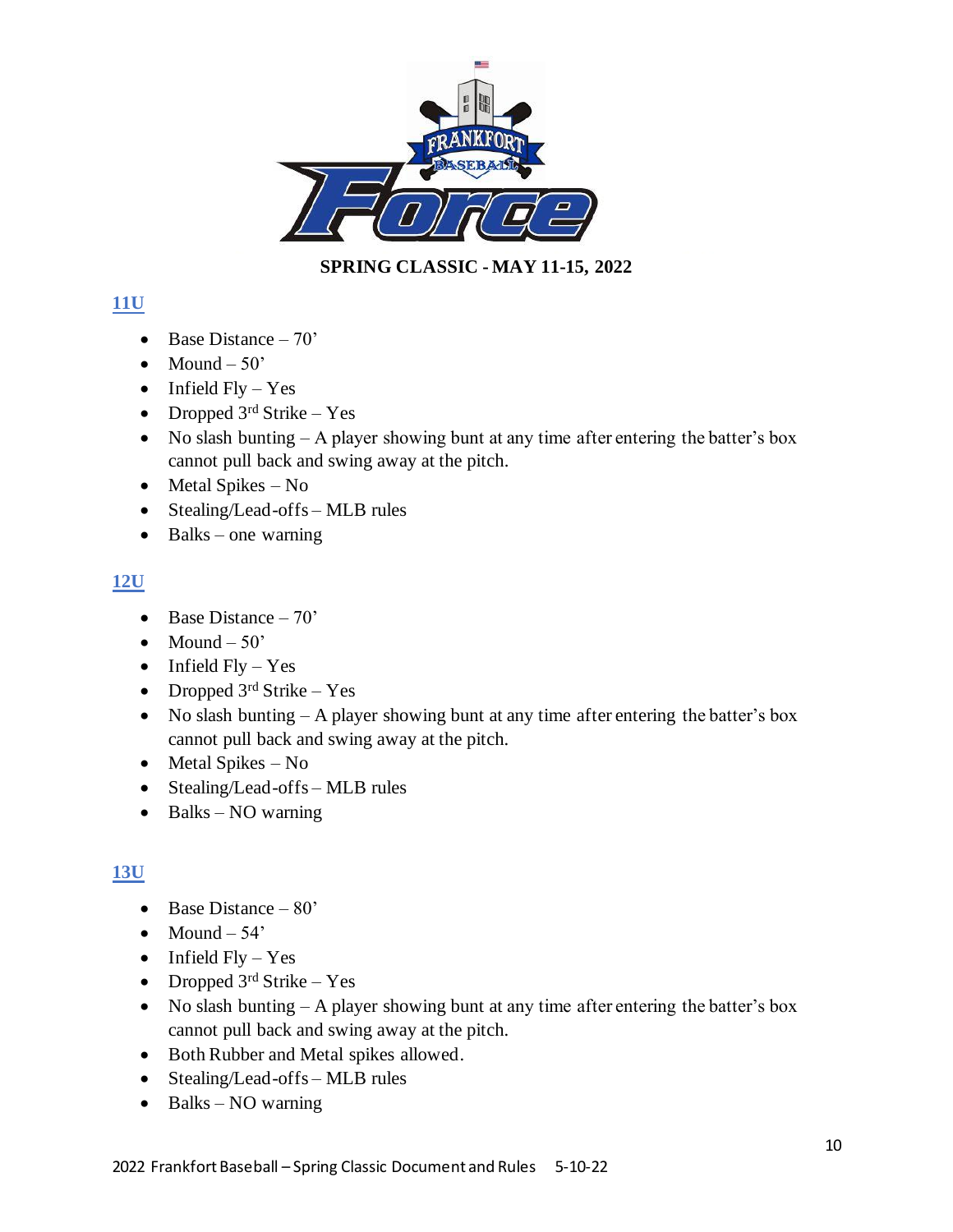**SPRING CLASSIC - MAY 11-15, 2022**

## 11U

- Base Distance – 70'
- Mound – 50'
- Infield Fly – Yes
- Dropped 3rd Strike – Yes
- No slash bunting – A player showing bunt at any time after entering the batter's box cannot pull back and swing away at the pitch.
- Metal Spikes – No
- Stealing/Lead-offs – MLB rules
- Balks – one warning

## 12U

- Base Distance – 70'
- Mound – 50'
- Infield Fly – Yes
- Dropped 3rd Strike – Yes
- No slash bunting – A player showing bunt at any time after entering the batter's box cannot pull back and swing away at the pitch.
- Metal Spikes – No
- Stealing/Lead-offs – MLB rules
- Balks – NO warning

## 13U

- Base Distance – 80'
- Mound – 54'
- Infield Fly – Yes
- Dropped 3rd Strike – Yes
- No slash bunting – A player showing bunt at any time after entering the batter's box cannot pull back and swing away at the pitch.
- Both Rubber and Metal spikes allowed.
- Stealing/Lead-offs – MLB rules
- Balks – NO warning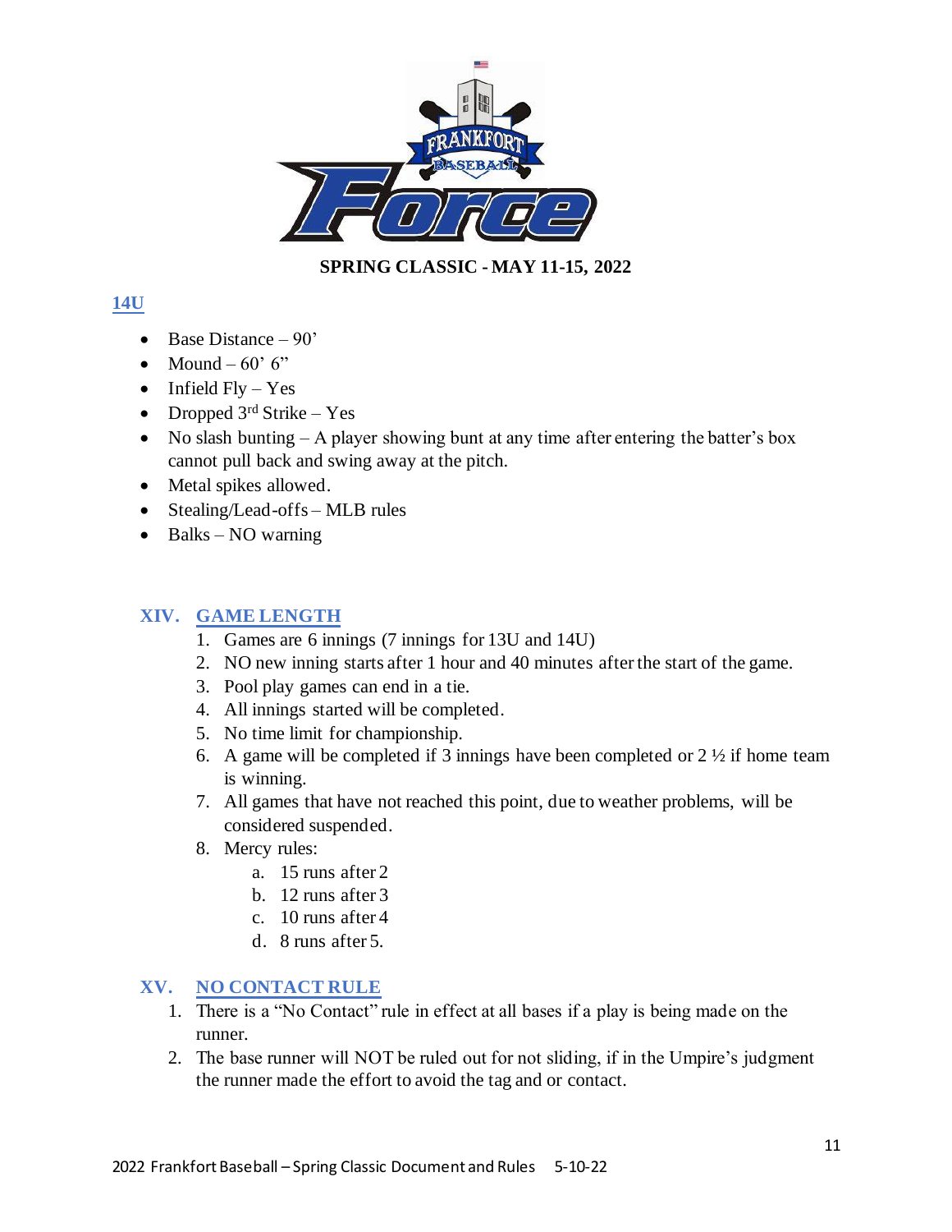**SPRING CLASSIC - MAY 11-15, 2022**

## 14U

- Base Distance – 90'
- Mound – 60' 6"
- Infield Fly – Yes
- Dropped 3rd Strike – Yes
- No slash bunting – A player showing bunt at any time after entering the batter's box cannot pull back and swing away at the pitch.
- Metal spikes allowed.
- Stealing/Lead-offs – MLB rules
- Balks – NO warning

## XIV. GAME LENGTH

1. Games are 6 innings (7 innings for 13U and 14U)
2. NO new inning starts after 1 hour and 40 minutes after the start of the game.
3. Pool play games can end in a tie.
4. All innings started will be completed.
5. No time limit for championship.
6. A game will be completed if 3 innings have been completed or 2 ½ if home team is winning.
7. All games that have not reached this point, due to weather problems, will be considered suspended.
8. Mercy rules:
   a. 15 runs after 2
   b. 12 runs after 3
   c. 10 runs after 4
   d. 8 runs after 5.

## XV. NO CONTACT RULE

1. There is a "No Contact" rule in effect at all bases if a play is being made on the runner.
2. The base runner will NOT be ruled out for not sliding, if in the Umpire's judgment the runner made the effort to avoid the tag and or contact.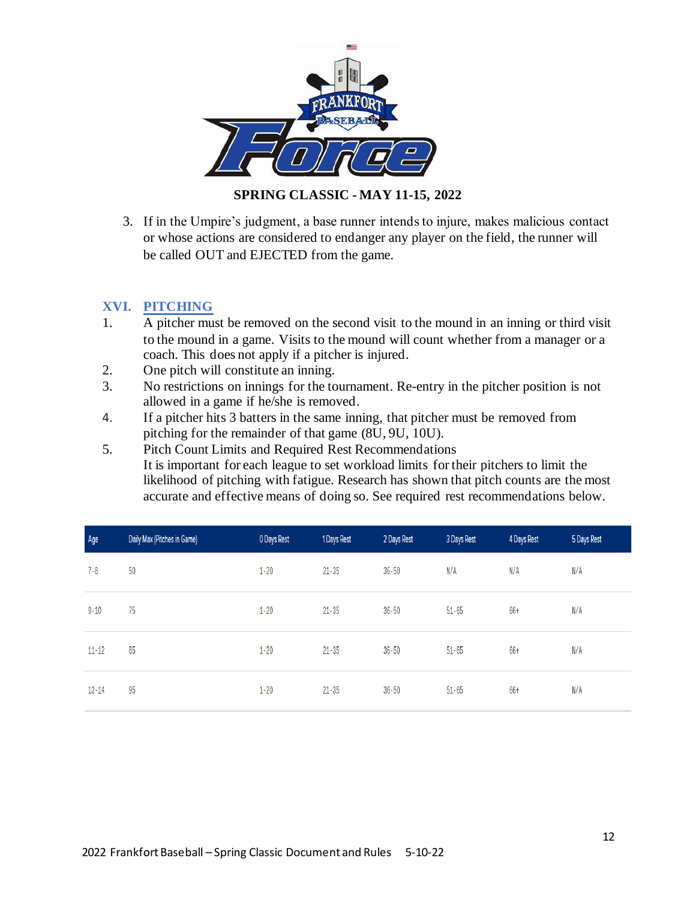**SPRING CLASSIC - MAY 11-15, 2022**

3. If in the Umpire's judgment, a base runner intends to injure, makes malicious contact or whose actions are considered to endanger any player on the field, the runner will be called OUT and EJECTED from the game.

## XVI. PITCHING

1. A pitcher must be removed on the second visit to the mound in an inning or third visit to the mound in a game. Visits to the mound will count whether from a manager or a coach. This does not apply if a pitcher is injured.
2. One pitch will constitute an inning.
3. No restrictions on innings for the tournament. Re-entry in the pitcher position is not allowed in a game if he/she is removed.
4. If a pitcher hits 3 batters in the same inning, that pitcher must be removed from pitching for the remainder of that game (8U, 9U, 10U).
5. Pitch Count Limits and Required Rest Recommendations
   It is important for each league to set workload limits for their pitchers to limit the likelihood of pitching with fatigue. Research has shown that pitch counts are the most accurate and effective means of doing so. See required rest recommendations below.

| Age | Daily Max (Pitches in Game) | 0 Days Rest | 1 Days Rest | 2 Days Rest | 3 Days Rest | 4 Days Rest | 5 Days Rest |
|---|---|---|---|---|---|---|---|
| 7-8 | 50 | 1-20 | 21-35 | 36-50 | N/A | N/A | N/A |
| 9-10 | 75 | 1-20 | 21-35 | 36-50 | 51-65 | 66+ | N/A |
| 11-12 | 85 | 1-20 | 21-35 | 36-50 | 51-65 | 66+ | N/A |
| 13-14 | 95 | 1-20 | 21-35 | 36-50 | 51-65 | 66+ | N/A |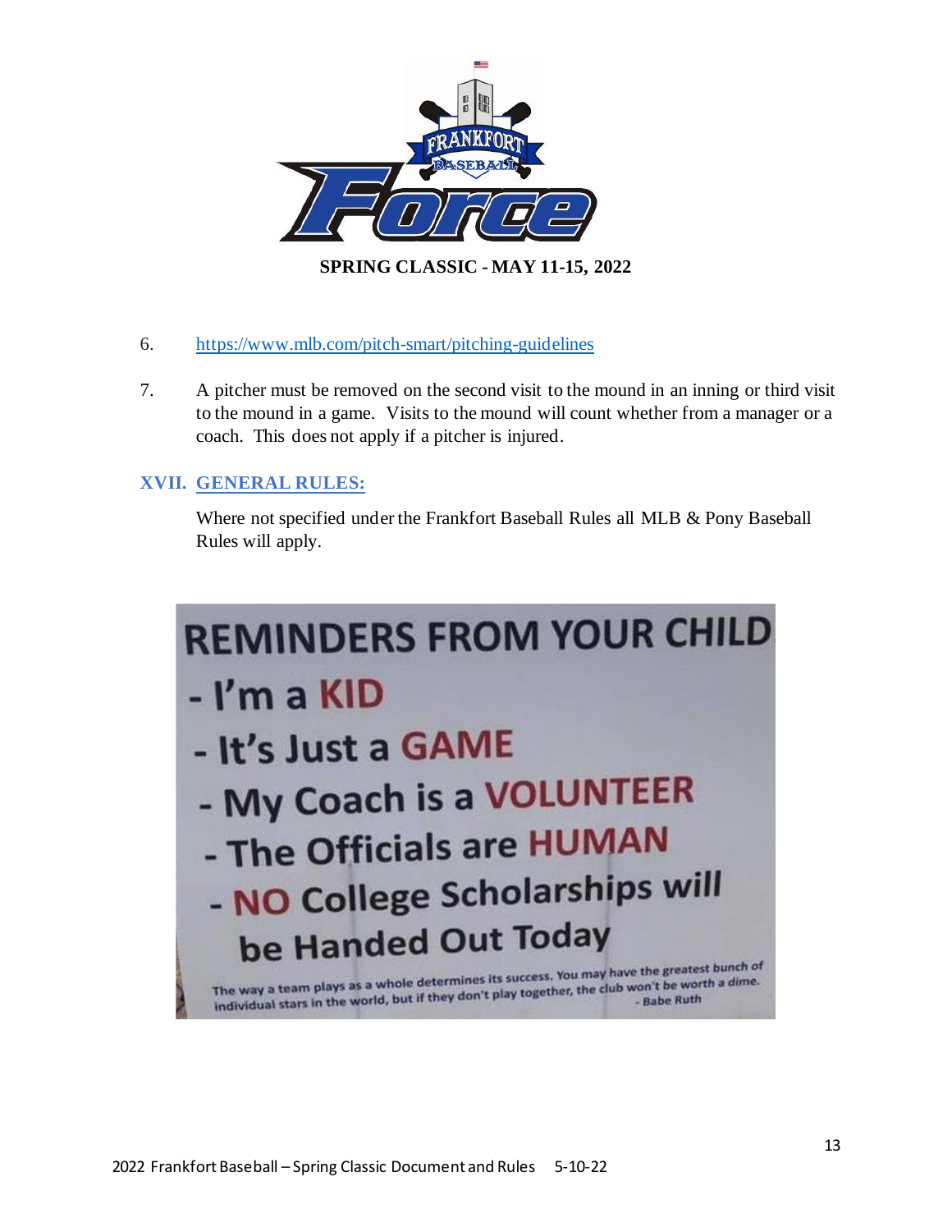**SPRING CLASSIC - MAY 11-15, 2022**

6. https://www.mlb.com/pitch-smart/pitching-guidelines

7. A pitcher must be removed on the second visit to the mound in an inning or third visit to the mound in a game. Visits to the mound will count whether from a manager or a coach. This does not apply if a pitcher is injured.

## XVII. GENERAL RULES:

Where not specified under the Frankfort Baseball Rules all MLB & Pony Baseball Rules will apply.

REMINDERS FROM YOUR CHILD

- I'm a KID
- It's Just a GAME
- My Coach is a VOLUNTEER
- The Officials are HUMAN
- NO College Scholarships will be Handed Out Today

The way a team plays as a whole determines its success. You may have the greatest bunch of individual stars in the world, but if they don't play together, the club won't be worth a dime.
- Babe Ruth